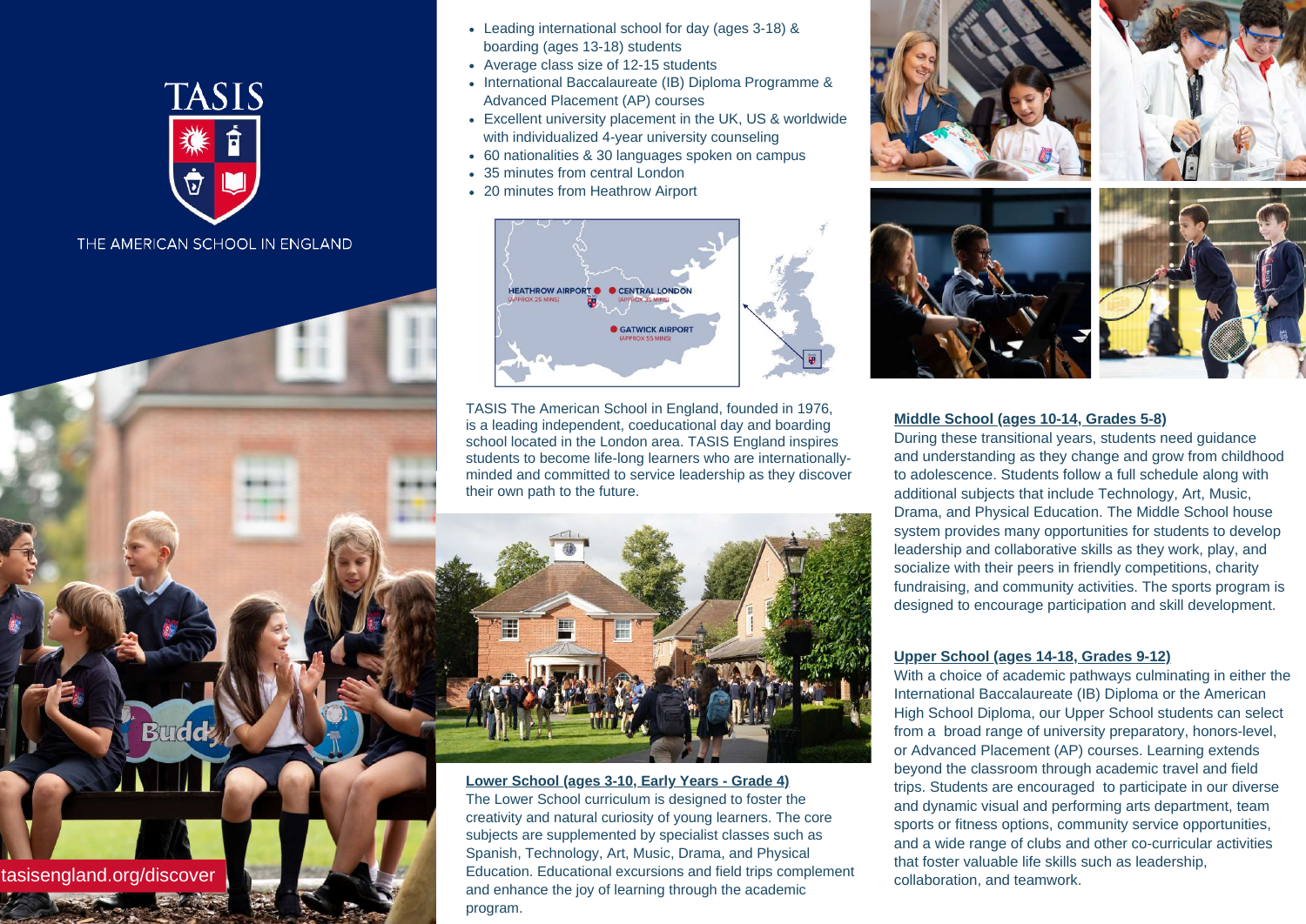# TASIS

THE AMERICAN SCHOOL IN ENGLAND

- Leading international school for day (ages 3-18) & boarding (ages 13-18) students
- Average class size of 12-15 students
- International Baccalaureate (IB) Diploma Programme & Advanced Placement (AP) courses
- Excellent university placement in the UK, US & worldwide with individualized 4-year university counseling
- 60 nationalities & 30 languages spoken on campus
- 35 minutes from central London
- 20 minutes from Heathrow Airport

HEATHROW AIRPORT (APPROX 25 MINS)
CENTRAL LONDON (APPROX 35 MINS)
GATWICK AIRPORT (APPROX 55 MINS)

TASIS The American School in England, founded in 1976, is a leading independent, coeducational day and boarding school located in the London area. TASIS England inspires students to become life-long learners who are internationally-minded and committed to service leadership as they discover their own path to the future.

**Lower School (ages 3-10, Early Years - Grade 4)**

The Lower School curriculum is designed to foster the creativity and natural curiosity of young learners. The core subjects are supplemented by specialist classes such as Spanish, Technology, Art, Music, Drama, and Physical Education. Educational excursions and field trips complement and enhance the joy of learning through the academic program.

**Middle School (ages 10-14, Grades 5-8)**

During these transitional years, students need guidance and understanding as they change and grow from childhood to adolescence. Students follow a full schedule along with additional subjects that include Technology, Art, Music, Drama, and Physical Education. The Middle School house system provides many opportunities for students to develop leadership and collaborative skills as they work, play, and socialize with their peers in friendly competitions, charity fundraising, and community activities. The sports program is designed to encourage participation and skill development.

**Upper School (ages 14-18, Grades 9-12)**

With a choice of academic pathways culminating in either the International Baccalaureate (IB) Diploma or the American High School Diploma, our Upper School students can select from a broad range of university preparatory, honors-level, or Advanced Placement (AP) courses. Learning extends beyond the classroom through academic travel and field trips. Students are encouraged to participate in our diverse and dynamic visual and performing arts department, team sports or fitness options, community service opportunities, and a wide range of clubs and other co-curricular activities that foster valuable life skills such as leadership, collaboration, and teamwork.

tasisengland.org/discover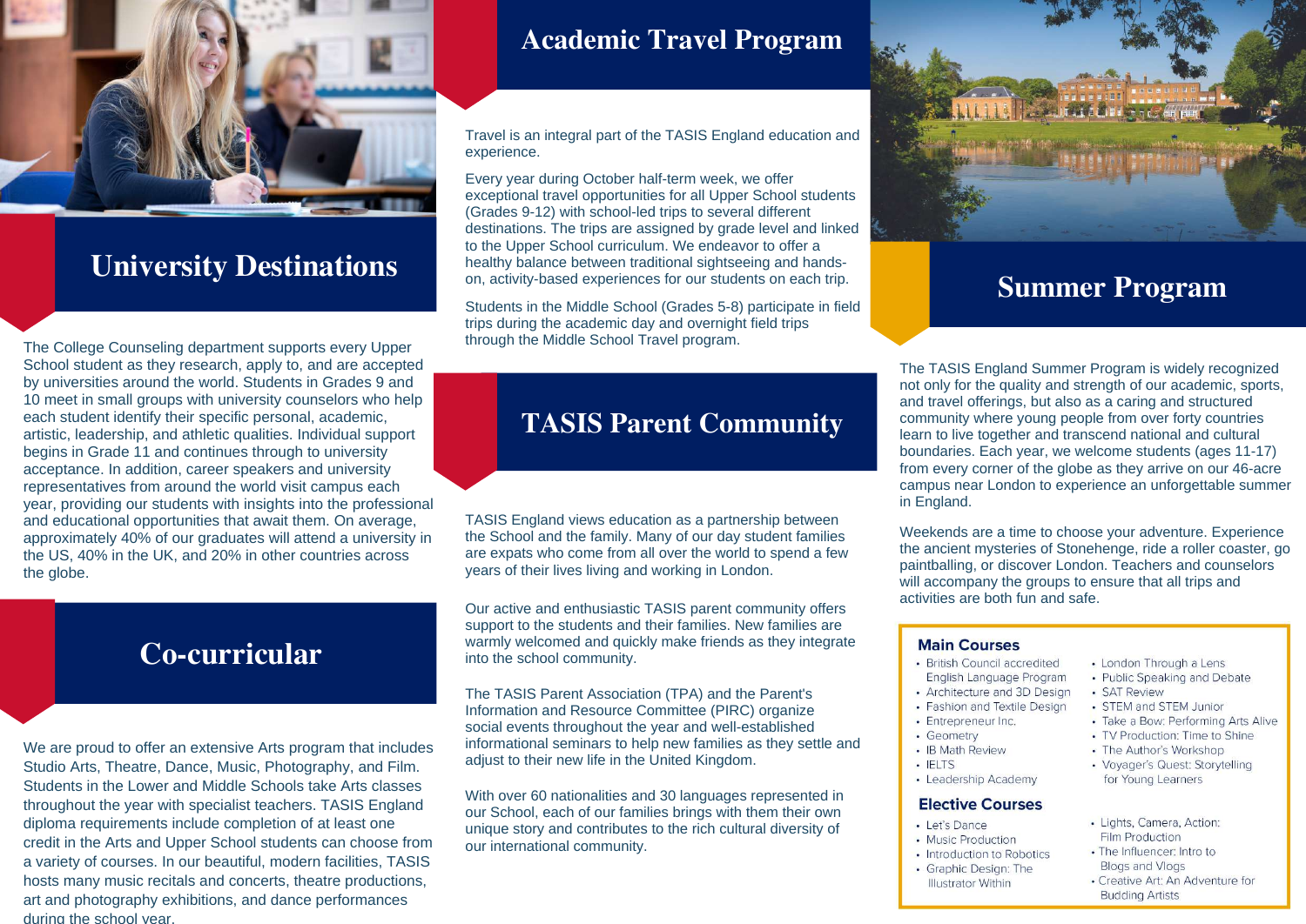## University Destinations

The College Counseling department supports every Upper School student as they research, apply to, and are accepted by universities around the world. Students in Grades 9 and 10 meet in small groups with university counselors who help each student identify their specific personal, academic, artistic, leadership, and athletic qualities. Individual support begins in Grade 11 and continues through to university acceptance. In addition, career speakers and university representatives from around the world visit campus each year, providing our students with insights into the professional and educational opportunities that await them. On average, approximately 40% of our graduates will attend a university in the US, 40% in the UK, and 20% in other countries across the globe.

## Co-curricular

We are proud to offer an extensive Arts program that includes Studio Arts, Theatre, Dance, Music, Photography, and Film. Students in the Lower and Middle Schools take Arts classes throughout the year with specialist teachers. TASIS England diploma requirements include completion of at least one credit in the Arts and Upper School students can choose from a variety of courses. In our beautiful, modern facilities, TASIS hosts many music recitals and concerts, theatre productions, art and photography exhibitions, and dance performances during the school year.

## Academic Travel Program

Travel is an integral part of the TASIS England education and experience.

Every year during October half-term week, we offer exceptional travel opportunities for all Upper School students (Grades 9-12) with school-led trips to several different destinations. The trips are assigned by grade level and linked to the Upper School curriculum. We endeavor to offer a healthy balance between traditional sightseeing and hands-on, activity-based experiences for our students on each trip.

Students in the Middle School (Grades 5-8) participate in field trips during the academic day and overnight field trips through the Middle School Travel program.

## TASIS Parent Community

TASIS England views education as a partnership between the School and the family. Many of our day student families are expats who come from all over the world to spend a few years of their lives living and working in London.

Our active and enthusiastic TASIS parent community offers support to the students and their families. New families are warmly welcomed and quickly make friends as they integrate into the school community.

The TASIS Parent Association (TPA) and the Parent's Information and Resource Committee (PIRC) organize social events throughout the year and well-established informational seminars to help new families as they settle and adjust to their new life in the United Kingdom.

With over 60 nationalities and 30 languages represented in our School, each of our families brings with them their own unique story and contributes to the rich cultural diversity of our international community.

## Summer Program

The TASIS England Summer Program is widely recognized not only for the quality and strength of our academic, sports, and travel offerings, but also as a caring and structured community where young people from over forty countries learn to live together and transcend national and cultural boundaries. Each year, we welcome students (ages 11-17) from every corner of the globe as they arrive on our 46-acre campus near London to experience an unforgettable summer in England.

Weekends are a time to choose your adventure. Experience the ancient mysteries of Stonehenge, ride a roller coaster, go paintballing, or discover London. Teachers and counselors will accompany the groups to ensure that all trips and activities are both fun and safe.

### Main Courses

- British Council accredited English Language Program
- Architecture and 3D Design
- Fashion and Textile Design
- Entrepreneur Inc.
- Geometry
- IB Math Review
- IELTS
- Leadership Academy
- London Through a Lens
- Public Speaking and Debate
- SAT Review
- STEM and STEM Junior
- Take a Bow: Performing Arts Alive
- TV Production: Time to Shine
- The Author's Workshop
- Voyager's Quest: Storytelling for Young Learners

### Elective Courses

- Let's Dance
- Music Production
- Introduction to Robotics
- Graphic Design: The Illustrator Within
- Lights, Camera, Action: Film Production
- The Influencer: Intro to Blogs and Vlogs
- Creative Art: An Adventure for Budding Artists